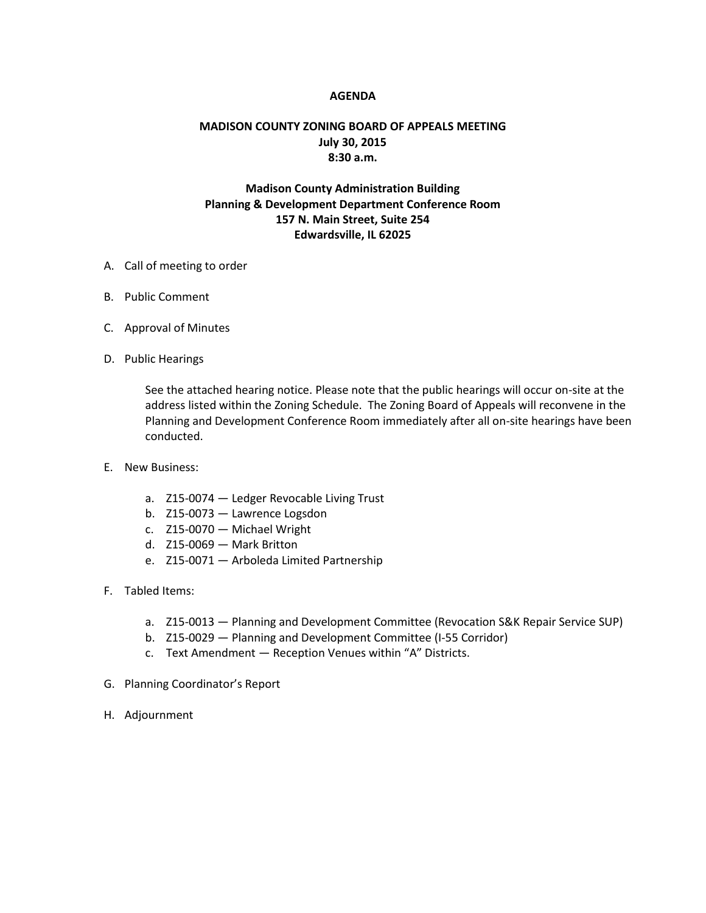# AGENDA

## MADISON COUNTY ZONING BOARD OF APPEALS MEETING
**July 30, 2015**
**8:30 a.m.**

**Madison County Administration Building**
**Planning & Development Department Conference Room**
**157 N. Main Street, Suite 254**
**Edwardsville, IL 62025**

A. Call of meeting to order

B. Public Comment

C. Approval of Minutes

D. Public Hearings

   See the attached hearing notice. Please note that the public hearings will occur on-site at the address listed within the Zoning Schedule. The Zoning Board of Appeals will reconvene in the Planning and Development Conference Room immediately after all on-site hearings have been conducted.

E. New Business:

   a. Z15-0074 — Ledger Revocable Living Trust
   b. Z15-0073 — Lawrence Logsdon
   c. Z15-0070 — Michael Wright
   d. Z15-0069 — Mark Britton
   e. Z15-0071 — Arboleda Limited Partnership

F. Tabled Items:

   a. Z15-0013 — Planning and Development Committee (Revocation S&K Repair Service SUP)
   b. Z15-0029 — Planning and Development Committee (I-55 Corridor)
   c. Text Amendment — Reception Venues within "A" Districts.

G. Planning Coordinator's Report

H. Adjournment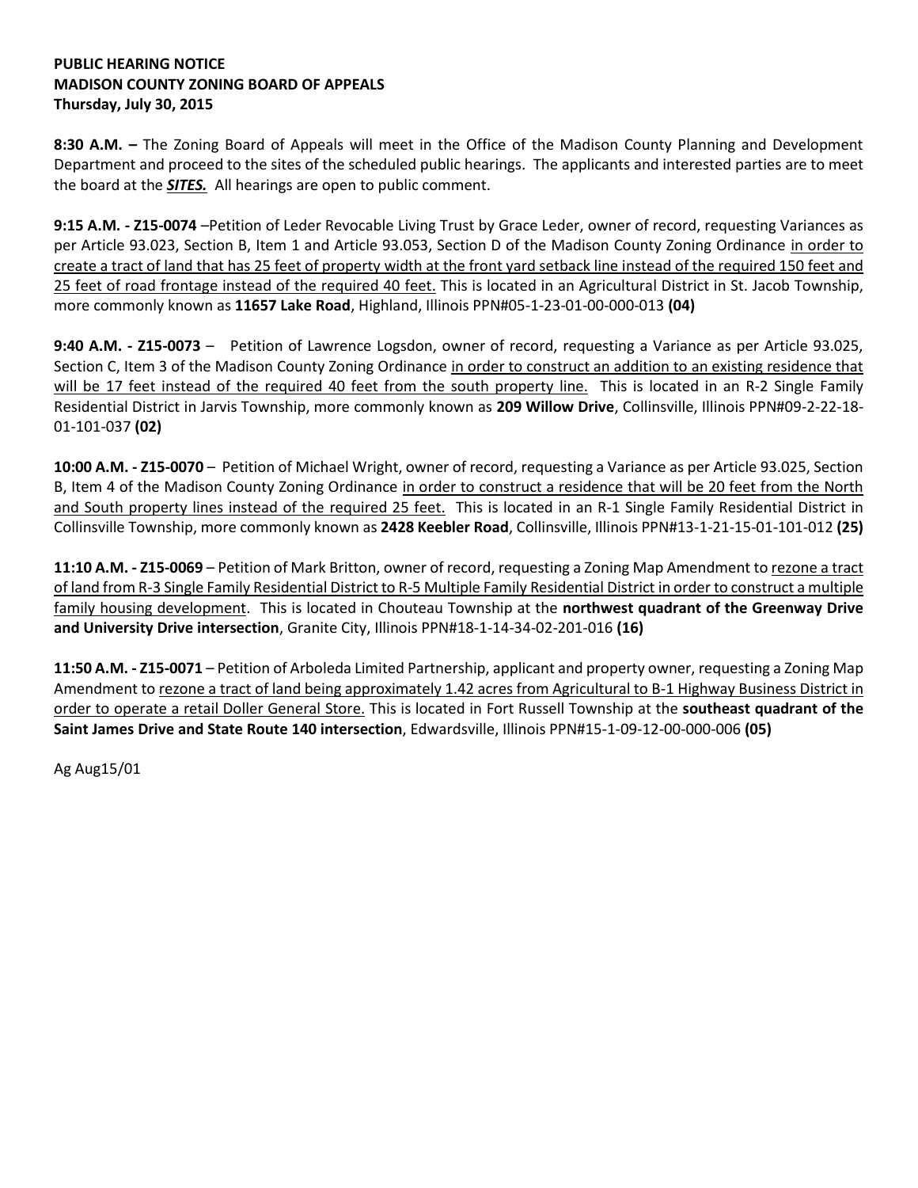**PUBLIC HEARING NOTICE**
**MADISON COUNTY ZONING BOARD OF APPEALS**
**Thursday, July 30, 2015**

**8:30 A.M. –** The Zoning Board of Appeals will meet in the Office of the Madison County Planning and Development Department and proceed to the sites of the scheduled public hearings. The applicants and interested parties are to meet the board at the ***SITES.*** All hearings are open to public comment.

**9:15 A.M. - Z15-0074** –Petition of Leder Revocable Living Trust by Grace Leder, owner of record, requesting Variances as per Article 93.023, Section B, Item 1 and Article 93.053, Section D of the Madison County Zoning Ordinance in order to create a tract of land that has 25 feet of property width at the front yard setback line instead of the required 150 feet and 25 feet of road frontage instead of the required 40 feet. This is located in an Agricultural District in St. Jacob Township, more commonly known as **11657 Lake Road**, Highland, Illinois PPN#05-1-23-01-00-000-013 **(04)**

**9:40 A.M. - Z15-0073** – Petition of Lawrence Logsdon, owner of record, requesting a Variance as per Article 93.025, Section C, Item 3 of the Madison County Zoning Ordinance in order to construct an addition to an existing residence that will be 17 feet instead of the required 40 feet from the south property line. This is located in an R-2 Single Family Residential District in Jarvis Township, more commonly known as **209 Willow Drive**, Collinsville, Illinois PPN#09-2-22-18-01-101-037 **(02)**

**10:00 A.M. - Z15-0070** – Petition of Michael Wright, owner of record, requesting a Variance as per Article 93.025, Section B, Item 4 of the Madison County Zoning Ordinance in order to construct a residence that will be 20 feet from the North and South property lines instead of the required 25 feet. This is located in an R-1 Single Family Residential District in Collinsville Township, more commonly known as **2428 Keebler Road**, Collinsville, Illinois PPN#13-1-21-15-01-101-012 **(25)**

**11:10 A.M. - Z15-0069** – Petition of Mark Britton, owner of record, requesting a Zoning Map Amendment to rezone a tract of land from R-3 Single Family Residential District to R-5 Multiple Family Residential District in order to construct a multiple family housing development. This is located in Chouteau Township at the **northwest quadrant of the Greenway Drive and University Drive intersection**, Granite City, Illinois PPN#18-1-14-34-02-201-016 **(16)**

**11:50 A.M. - Z15-0071** – Petition of Arboleda Limited Partnership, applicant and property owner, requesting a Zoning Map Amendment to rezone a tract of land being approximately 1.42 acres from Agricultural to B-1 Highway Business District in order to operate a retail Doller General Store. This is located in Fort Russell Township at the **southeast quadrant of the Saint James Drive and State Route 140 intersection**, Edwardsville, Illinois PPN#15-1-09-12-00-000-006 **(05)**

Ag Aug15/01